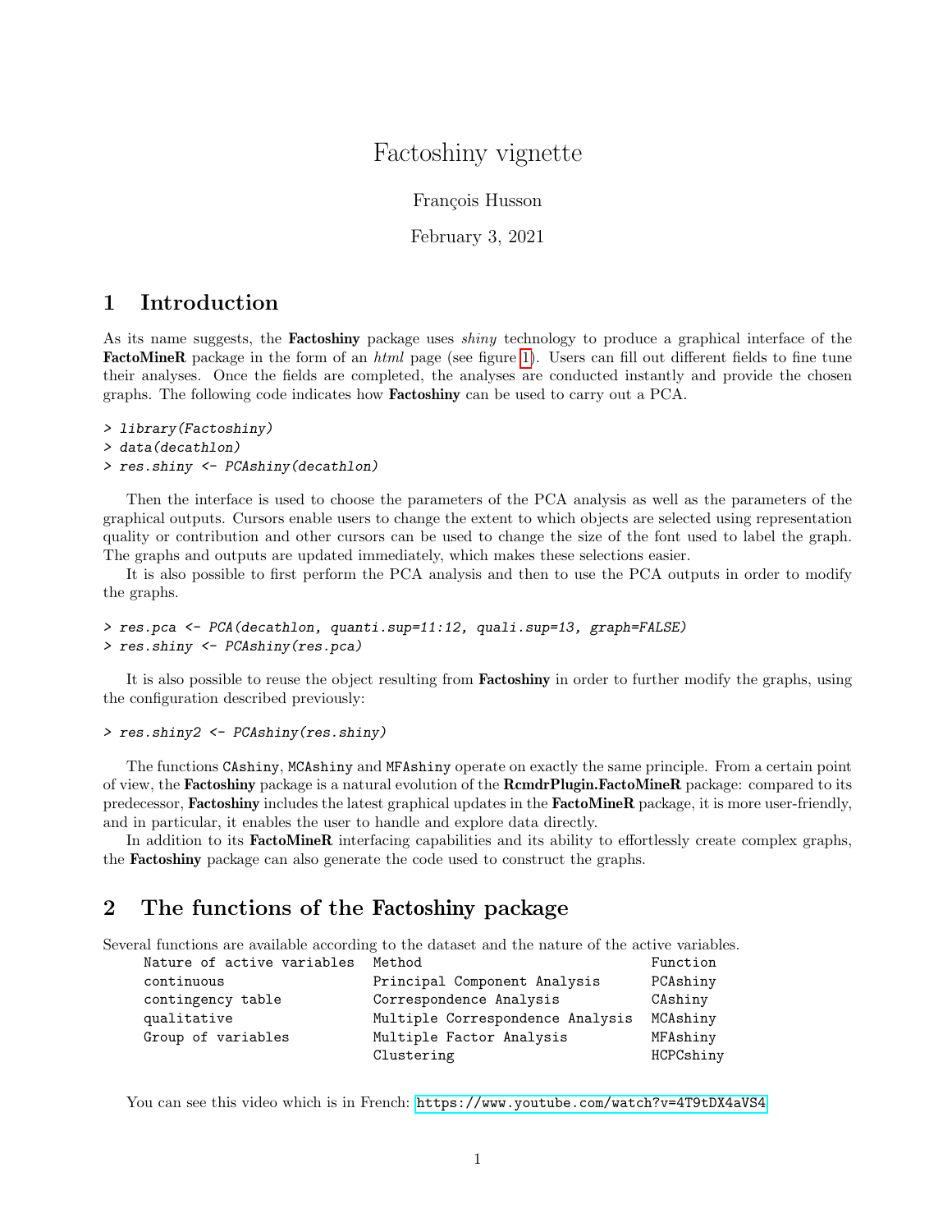# Factoshiny vignette

François Husson

February 3, 2021

## 1 Introduction

As its name suggests, the **Factoshiny** package uses *shiny* technology to produce a graphical interface of the **FactoMineR** package in the form of an *html* page (see figure 1). Users can fill out different fields to fine tune their analyses. Once the fields are completed, the analyses are conducted instantly and provide the chosen graphs. The following code indicates how **Factoshiny** can be used to carry out a PCA.

```
> library(Factoshiny)
> data(decathlon)
> res.shiny <- PCAshiny(decathlon)
```

Then the interface is used to choose the parameters of the PCA analysis as well as the parameters of the graphical outputs. Cursors enable users to change the extent to which objects are selected using representation quality or contribution and other cursors can be used to change the size of the font used to label the graph. The graphs and outputs are updated immediately, which makes these selections easier.

It is also possible to first perform the PCA analysis and then to use the PCA outputs in order to modify the graphs.

```
> res.pca <- PCA(decathlon, quanti.sup=11:12, quali.sup=13, graph=FALSE)
> res.shiny <- PCAshiny(res.pca)
```

It is also possible to reuse the object resulting from **Factoshiny** in order to further modify the graphs, using the configuration described previously:

```
> res.shiny2 <- PCAshiny(res.shiny)
```

The functions `CAshiny`, `MCAshiny` and `MFAshiny` operate on exactly the same principle. From a certain point of view, the **Factoshiny** package is a natural evolution of the **RcmdrPlugin.FactoMineR** package: compared to its predecessor, **Factoshiny** includes the latest graphical updates in the **FactoMineR** package, it is more user-friendly, and in particular, it enables the user to handle and explore data directly.

In addition to its **FactoMineR** interfacing capabilities and its ability to effortlessly create complex graphs, the **Factoshiny** package can also generate the code used to construct the graphs.

## 2 The functions of the Factoshiny package

Several functions are available according to the dataset and the nature of the active variables.

| Nature of active variables | Method | Function |
| --- | --- | --- |
| continuous | Principal Component Analysis | PCAshiny |
| contingency table | Correspondence Analysis | CAshiny |
| qualitative | Multiple Correspondence Analysis | MCAshiny |
| Group of variables | Multiple Factor Analysis | MFAshiny |
| | Clustering | HCPCshiny |

You can see this video which is in French: https://www.youtube.com/watch?v=4T9tDX4aVS4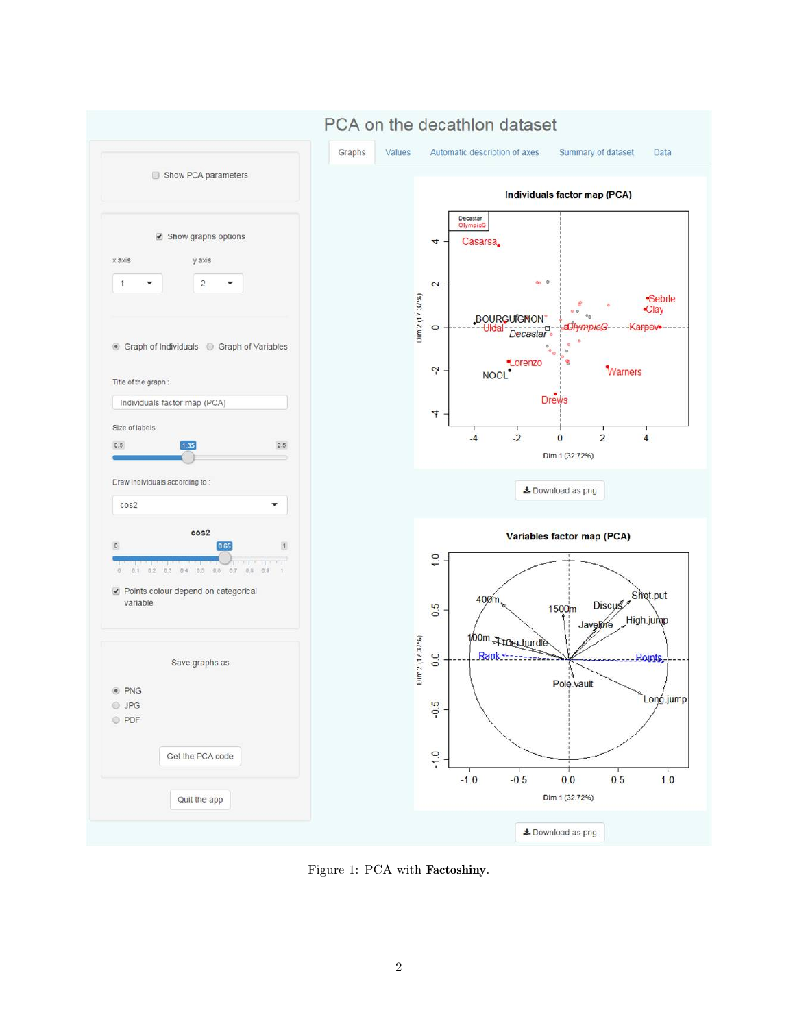PCA on the decathlon dataset

Graphs | Values | Automatic description of axes | Summary of dataset | Data

Show PCA parameters

Show graphs options

x axis

1

y axis

2

Graph of Individuals

Graph of Variables

Title of the graph :

Individuals factor map (PCA)

Size of labels

0.5

1.35

2.5

Draw individuals according to :

cos2

cos2

0

0.65

1

0 0.1 0.2 0.3 0.4 0.5 0.6 0.7 0.8 0.9 1

Points colour depend on categorical variable

Save graphs as

PNG

JPG

PDF

Get the PCA code

Quit the app

Individuals factor map (PCA)

Decastar
OlympicG

Casarsa
Sebrle
Clay
BOURGUIGNON
Uldal
Decastar
OlympicG
Karpov
Lorenzo
NOOL
Warners
Drews

Dim 2 (17.37%)

Dim 1 (32.72%)

-4 -2 0 2 4

Download as png

Variables factor map (PCA)

400m
1500m
Discus
Shot.put
Javeline
High.jump
100m
110m.hurdle
Rank
Points
Pole.vault
Long.jump

Dim 2 (17.37%)

Dim 1 (32.72%)

-1.0 -0.5 0.0 0.5 1.0

Download as png

Figure 1: PCA with **Factoshiny**.